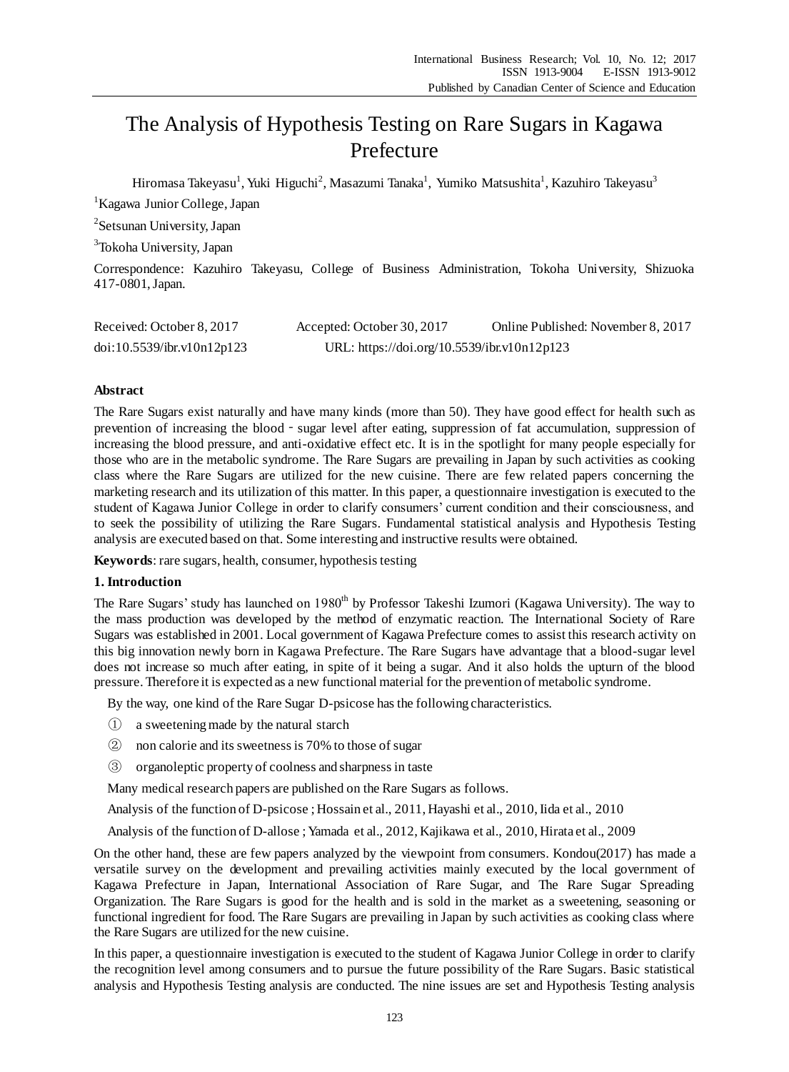# The Analysis of Hypothesis Testing on Rare Sugars in Kagawa Prefecture

Hiromasa Takeyasu[1], Yuki Higuchi[2], Masazumi Tanaka[1], Yumiko Matsushita[1], Kazuhiro Takeyasu[3]

[1]Kagawa Junior College, Japan

[2]Setsunan University, Japan

[3]Tokoha University, Japan

Correspondence: Kazuhiro Takeyasu, College of Business Administration, Tokoha University, Shizuoka 417-0801, Japan.

Received: October 8, 2017 Accepted: October 30, 2017 Online Published: November 8, 2017

doi:10.5539/ibr.v10n12p123 URL: https://doi.org/10.5539/ibr.v10n12p123

**Abstract**

The Rare Sugars exist naturally and have many kinds (more than 50). They have good effect for health such as prevention of increasing the blood - sugar level after eating, suppression of fat accumulation, suppression of increasing the blood pressure, and anti-oxidative effect etc. It is in the spotlight for many people especially for those who are in the metabolic syndrome. The Rare Sugars are prevailing in Japan by such activities as cooking class where the Rare Sugars are utilized for the new cuisine. There are few related papers concerning the marketing research and its utilization of this matter. In this paper, a questionnaire investigation is executed to the student of Kagawa Junior College in order to clarify consumers' current condition and their consciousness, and to seek the possibility of utilizing the Rare Sugars. Fundamental statistical analysis and Hypothesis Testing analysis are executed based on that. Some interesting and instructive results were obtained.

**Keywords**: rare sugars, health, consumer, hypothesis testing

## 1. Introduction

The Rare Sugars' study has launched on 1980$^{th}$ by Professor Takeshi Izumori (Kagawa University). The way to the mass production was developed by the method of enzymatic reaction. The International Society of Rare Sugars was established in 2001. Local government of Kagawa Prefecture comes to assist this research activity on this big innovation newly born in Kagawa Prefecture. The Rare Sugars have advantage that a blood-sugar level does not increase so much after eating, in spite of it being a sugar. And it also holds the upturn of the blood pressure. Therefore it is expected as a new functional material for the prevention of metabolic syndrome.

By the way, one kind of the Rare Sugar D-psicose has the following characteristics.

① a sweetening made by the natural starch

② non calorie and its sweetness is 70% to those of sugar

③ organoleptic property of coolness and sharpness in taste

Many medical research papers are published on the Rare Sugars as follows.

Analysis of the function of D-psicose ; Hossain et al., 2011, Hayashi et al., 2010, Iida et al., 2010

Analysis of the function of D-allose ; Yamada et al., 2012, Kajikawa et al., 2010, Hirata et al., 2009

On the other hand, these are few papers analyzed by the viewpoint from consumers. Kondou(2017) has made a versatile survey on the development and prevailing activities mainly executed by the local government of Kagawa Prefecture in Japan, International Association of Rare Sugar, and The Rare Sugar Spreading Organization. The Rare Sugars is good for the health and is sold in the market as a sweetening, seasoning or functional ingredient for food. The Rare Sugars are prevailing in Japan by such activities as cooking class where the Rare Sugars are utilized for the new cuisine.

In this paper, a questionnaire investigation is executed to the student of Kagawa Junior College in order to clarify the recognition level among consumers and to pursue the future possibility of the Rare Sugars. Basic statistical analysis and Hypothesis Testing analysis are conducted. The nine issues are set and Hypothesis Testing analysis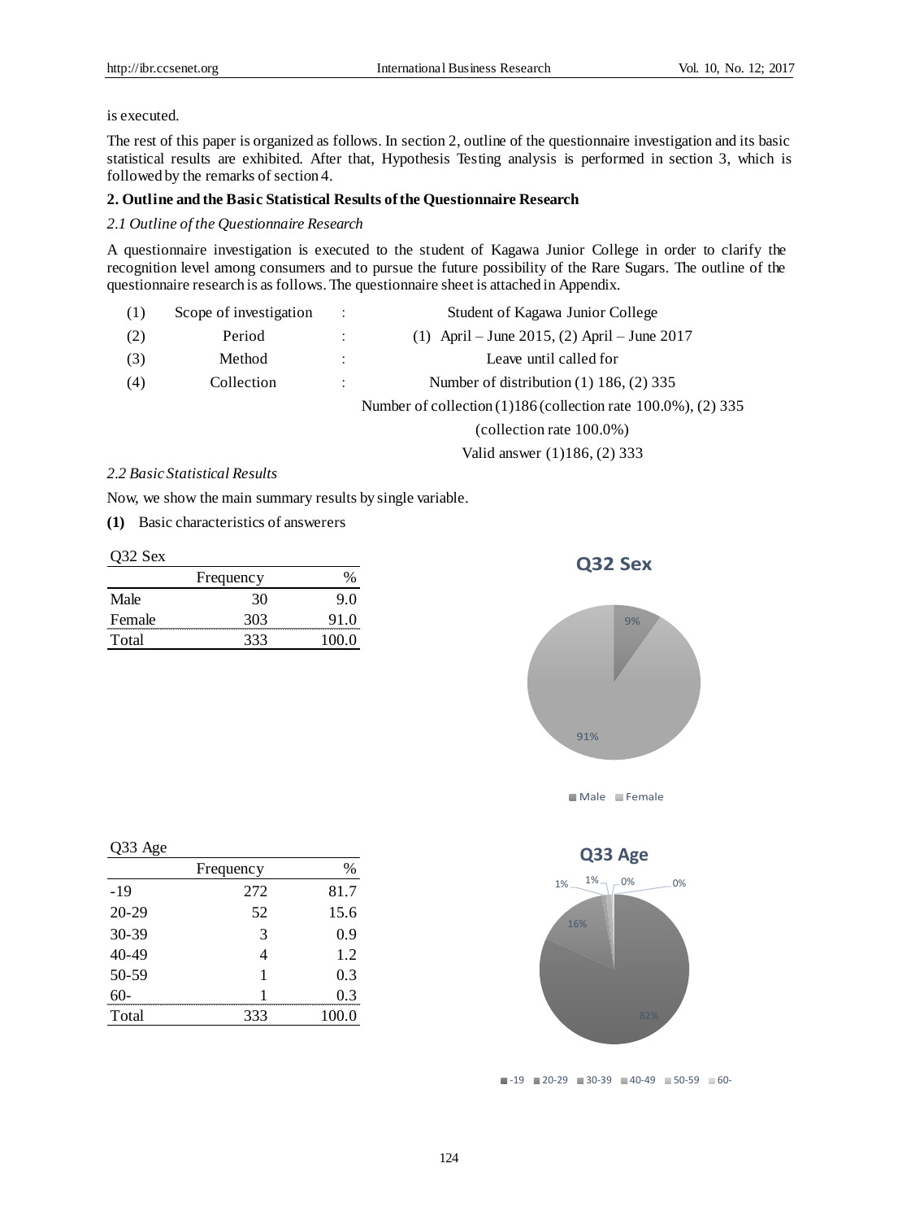is executed.

The rest of this paper is organized as follows. In section 2, outline of the questionnaire investigation and its basic statistical results are exhibited. After that, Hypothesis Testing analysis is performed in section 3, which is followed by the remarks of section 4.

## 2. Outline and the Basic Statistical Results of the Questionnaire Research

### 2.1 Outline of the Questionnaire Research

A questionnaire investigation is executed to the student of Kagawa Junior College in order to clarify the recognition level among consumers and to pursue the future possibility of the Rare Sugars. The outline of the questionnaire research is as follows. The questionnaire sheet is attached in Appendix.

(1) Scope of investigation : Student of Kagawa Junior College

(2) Period : (1) April – June 2015, (2) April – June 2017

(3) Method : Leave until called for

(4) Collection : Number of distribution (1) 186, (2) 335

Number of collection (1)186 (collection rate 100.0%), (2) 335 (collection rate 100.0%)

Valid answer (1)186, (2) 333

### 2.2 Basic Statistical Results

Now, we show the main summary results by single variable.

**(1)** Basic characteristics of answerers

Q32 Sex

| | Frequency | % |
|---|---|---|
| Male | 30 | 9.0 |
| Female | 303 | 91.0 |
| Total | 333 | 100.0 |

Q33 Age

| | Frequency | % |
|---|---|---|
| -19 | 272 | 81.7 |
| 20-29 | 52 | 15.6 |
| 30-39 | 3 | 0.9 |
| 40-49 | 4 | 1.2 |
| 50-59 | 1 | 0.3 |
| 60- | 1 | 0.3 |
| Total | 333 | 100.0 |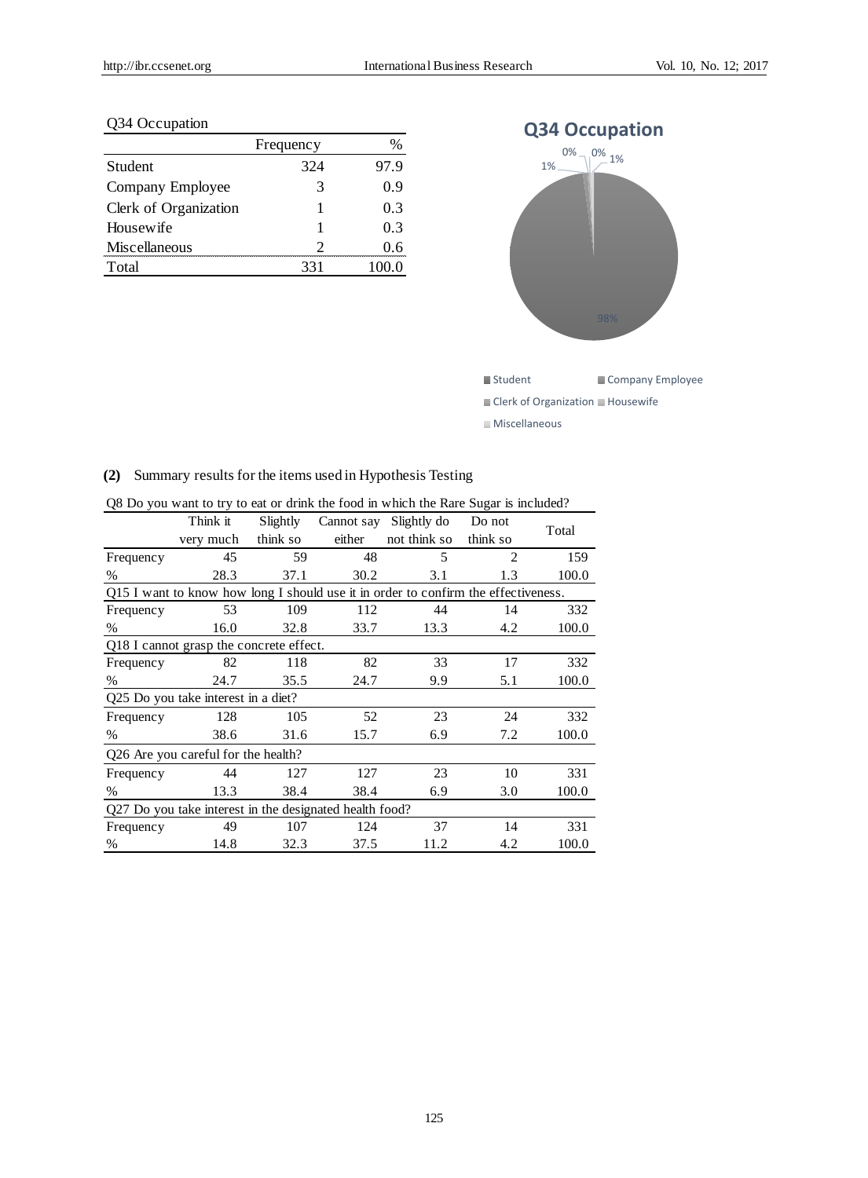Q34 Occupation

| | Frequency | % |
|---|---|---|
| Student | 324 | 97.9 |
| Company Employee | 3 | 0.9 |
| Clerk of Organization | 1 | 0.3 |
| Housewife | 1 | 0.3 |
| Miscellaneous | 2 | 0.6 |
| Total | 331 | 100.0 |

**(2)** Summary results for the items used in Hypothesis Testing

| | Think it very much | Slightly think so | Cannot say either | Slightly do not think so | Do not think so | Total |
|---|---|---|---|---|---|---|
| **Q8 Do you want to try to eat or drink the food in which the Rare Sugar is included?** | | | | | | |
| Frequency | 45 | 59 | 48 | 5 | 2 | 159 |
| % | 28.3 | 37.1 | 30.2 | 3.1 | 1.3 | 100.0 |
| **Q15 I want to know how long I should use it in order to confirm the effectiveness.** | | | | | | |
| Frequency | 53 | 109 | 112 | 44 | 14 | 332 |
| % | 16.0 | 32.8 | 33.7 | 13.3 | 4.2 | 100.0 |
| **Q18 I cannot grasp the concrete effect.** | | | | | | |
| Frequency | 82 | 118 | 82 | 33 | 17 | 332 |
| % | 24.7 | 35.5 | 24.7 | 9.9 | 5.1 | 100.0 |
| **Q25 Do you take interest in a diet?** | | | | | | |
| Frequency | 128 | 105 | 52 | 23 | 24 | 332 |
| % | 38.6 | 31.6 | 15.7 | 6.9 | 7.2 | 100.0 |
| **Q26 Are you careful for the health?** | | | | | | |
| Frequency | 44 | 127 | 127 | 23 | 10 | 331 |
| % | 13.3 | 38.4 | 38.4 | 6.9 | 3.0 | 100.0 |
| **Q27 Do you take interest in the designated health food?** | | | | | | |
| Frequency | 49 | 107 | 124 | 37 | 14 | 331 |
| % | 14.8 | 32.3 | 37.5 | 11.2 | 4.2 | 100.0 |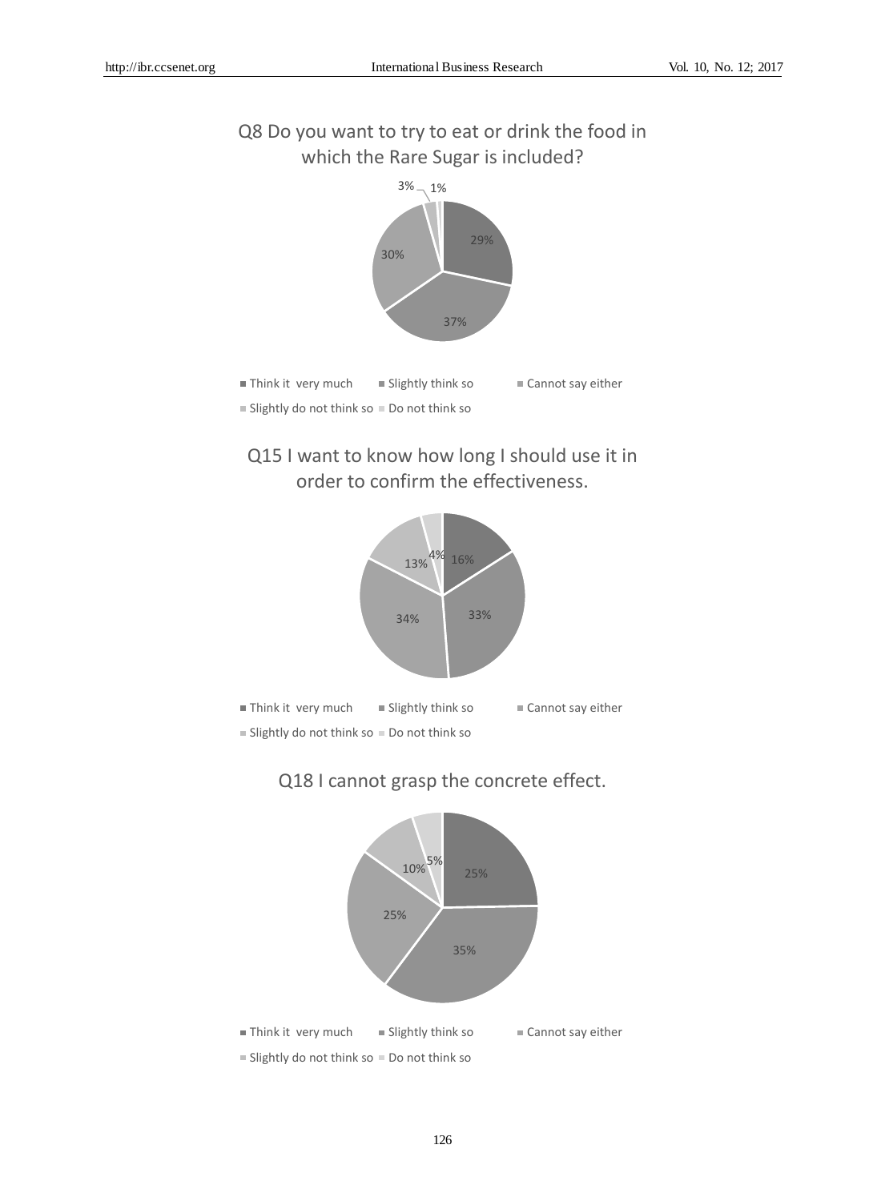Q8 Do you want to try to eat or drink the food in which the Rare Sugar is included?

| Response | Percentage |
| --- | --- |
| Think it very much | 29% |
| Slightly think so | 37% |
| Cannot say either | 30% |
| Slightly do not think so | 3% |
| Do not think so | 1% |

Q15 I want to know how long I should use it in order to confirm the effectiveness.

| Response | Percentage |
| --- | --- |
| Think it very much | 16% |
| Slightly think so | 33% |
| Cannot say either | 34% |
| Slightly do not think so | 13% |
| Do not think so | 4% |

Q18 I cannot grasp the concrete effect.

| Response | Percentage |
| --- | --- |
| Think it very much | 25% |
| Slightly think so | 35% |
| Cannot say either | 25% |
| Slightly do not think so | 10% |
| Do not think so | 5% |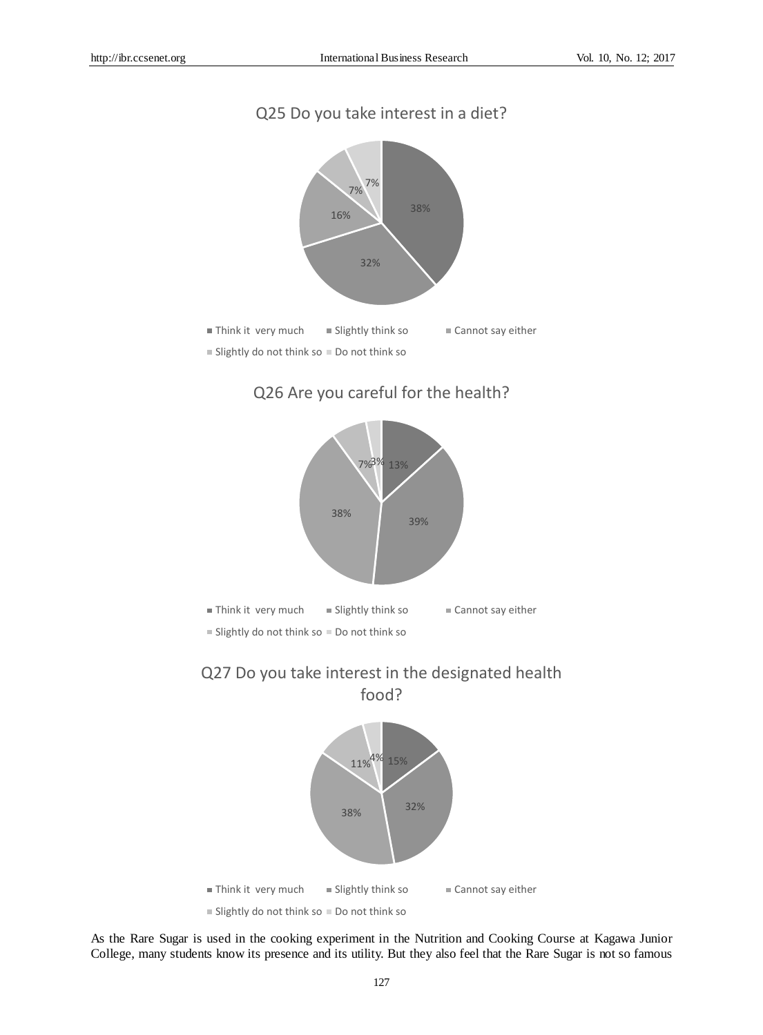Q25 Do you take interest in a diet?

| Response | Percentage |
| --- | --- |
| Think it very much | 38% |
| Slightly think so | 32% |
| Cannot say either | 16% |
| Slightly do not think so | 7% |
| Do not think so | 7% |

Q26 Are you careful for the health?

| Response | Percentage |
| --- | --- |
| Think it very much | 13% |
| Slightly think so | 39% |
| Cannot say either | 38% |
| Slightly do not think so | 7% |
| Do not think so | 3% |

Q27 Do you take interest in the designated health food?

| Response | Percentage |
| --- | --- |
| Think it very much | 15% |
| Slightly think so | 32% |
| Cannot say either | 38% |
| Slightly do not think so | 11% |
| Do not think so | 4% |

As the Rare Sugar is used in the cooking experiment in the Nutrition and Cooking Course at Kagawa Junior College, many students know its presence and its utility. But they also feel that the Rare Sugar is not so famous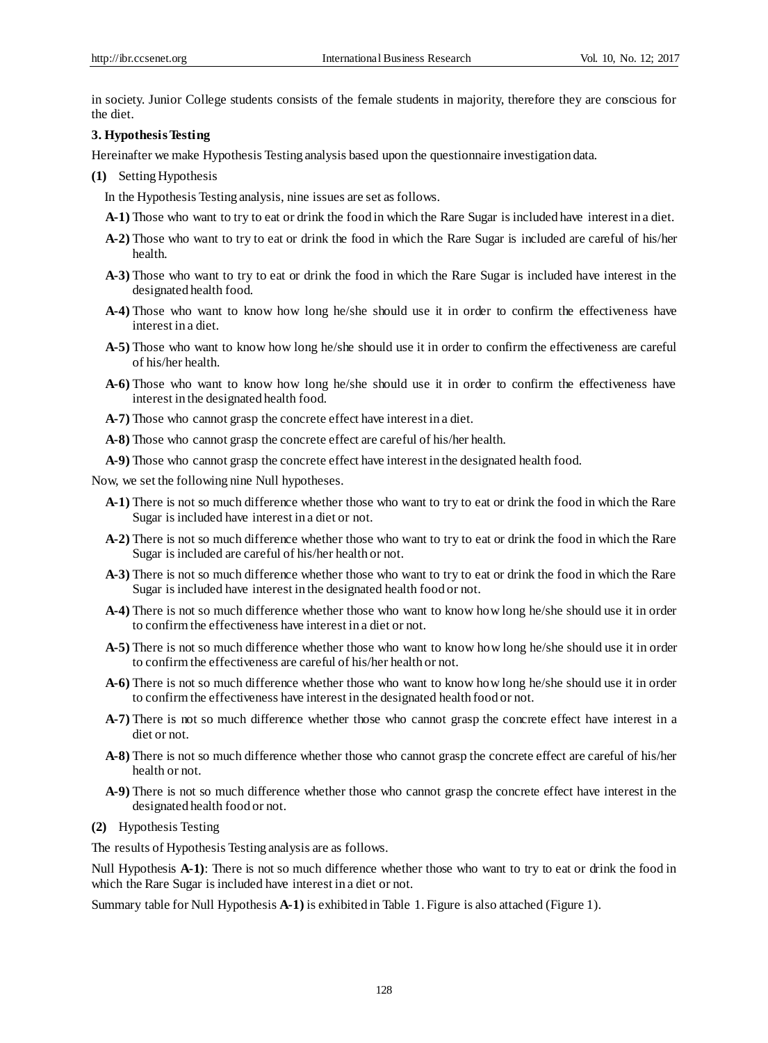in society. Junior College students consists of the female students in majority, therefore they are conscious for the diet.

### 3. Hypothesis Testing

Hereinafter we make Hypothesis Testing analysis based upon the questionnaire investigation data.

**(1)** Setting Hypothesis

In the Hypothesis Testing analysis, nine issues are set as follows.

**A-1)** Those who want to try to eat or drink the food in which the Rare Sugar is included have interest in a diet.

**A-2)** Those who want to try to eat or drink the food in which the Rare Sugar is included are careful of his/her health.

**A-3)** Those who want to try to eat or drink the food in which the Rare Sugar is included have interest in the designated health food.

**A-4)** Those who want to know how long he/she should use it in order to confirm the effectiveness have interest in a diet.

**A-5)** Those who want to know how long he/she should use it in order to confirm the effectiveness are careful of his/her health.

**A-6)** Those who want to know how long he/she should use it in order to confirm the effectiveness have interest in the designated health food.

**A-7)** Those who cannot grasp the concrete effect have interest in a diet.

**A-8)** Those who cannot grasp the concrete effect are careful of his/her health.

**A-9)** Those who cannot grasp the concrete effect have interest in the designated health food.

Now, we set the following nine Null hypotheses.

**A-1)** There is not so much difference whether those who want to try to eat or drink the food in which the Rare Sugar is included have interest in a diet or not.

**A-2)** There is not so much difference whether those who want to try to eat or drink the food in which the Rare Sugar is included are careful of his/her health or not.

**A-3)** There is not so much difference whether those who want to try to eat or drink the food in which the Rare Sugar is included have interest in the designated health food or not.

**A-4)** There is not so much difference whether those who want to know how long he/she should use it in order to confirm the effectiveness have interest in a diet or not.

**A-5)** There is not so much difference whether those who want to know how long he/she should use it in order to confirm the effectiveness are careful of his/her health or not.

**A-6)** There is not so much difference whether those who want to know how long he/she should use it in order to confirm the effectiveness have interest in the designated health food or not.

**A-7)** There is not so much difference whether those who cannot grasp the concrete effect have interest in a diet or not.

**A-8)** There is not so much difference whether those who cannot grasp the concrete effect are careful of his/her health or not.

**A-9)** There is not so much difference whether those who cannot grasp the concrete effect have interest in the designated health food or not.

**(2)** Hypothesis Testing

The results of Hypothesis Testing analysis are as follows.

Null Hypothesis **A-1)**: There is not so much difference whether those who want to try to eat or drink the food in which the Rare Sugar is included have interest in a diet or not.

Summary table for Null Hypothesis **A-1)** is exhibited in Table 1. Figure is also attached (Figure 1).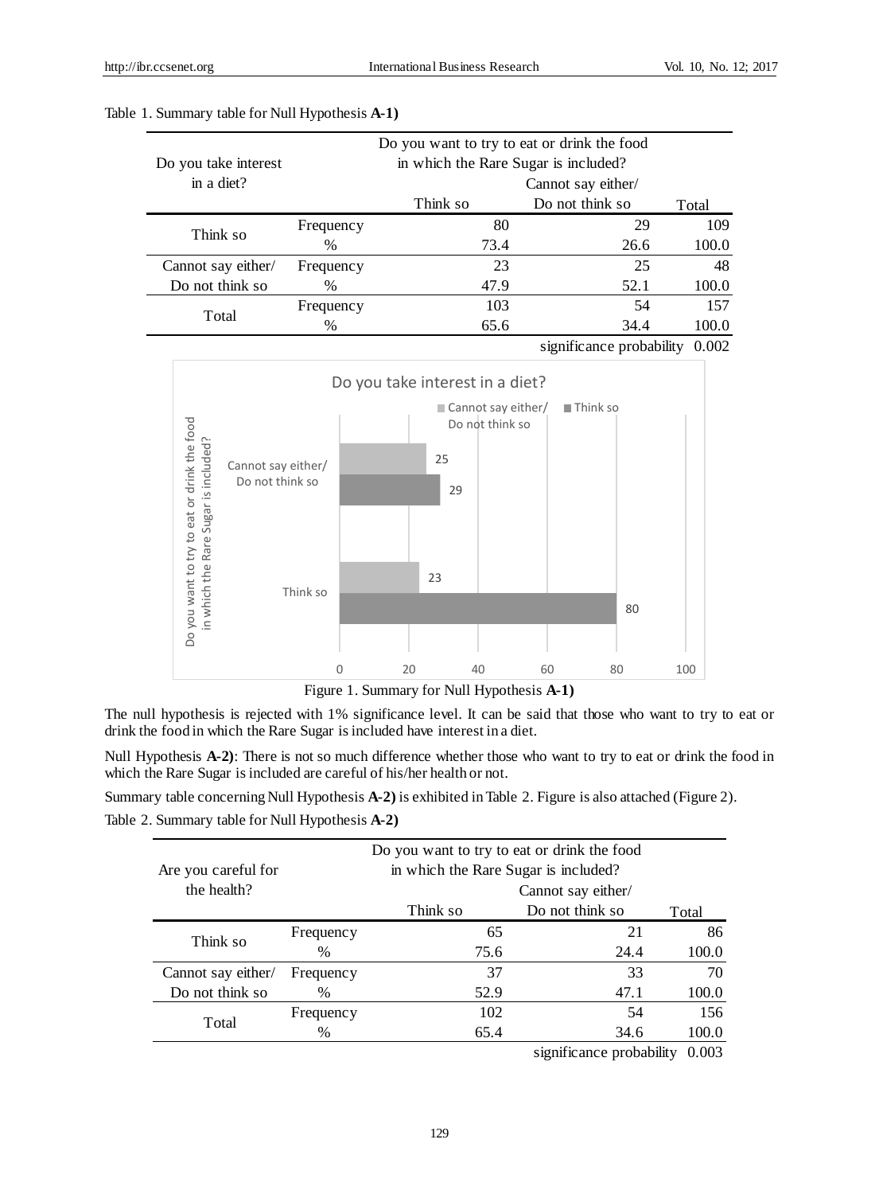Table 1. Summary table for Null Hypothesis **A-1)**

| Do you take interest in a diet? | | Do you want to try to eat or drink the food in which the Rare Sugar is included? | | |
|---|---|---|---|---|
| | | Think so | Cannot say either/ Do not think so | Total |
| Think so | Frequency | 80 | 29 | 109 |
| | % | 73.4 | 26.6 | 100.0 |
| Cannot say either/ Do not think so | Frequency | 23 | 25 | 48 |
| | % | 47.9 | 52.1 | 100.0 |
| Total | Frequency | 103 | 54 | 157 |
| | % | 65.6 | 34.4 | 100.0 |
| | | | significance probability | 0.002 |

Figure 1. Summary for Null Hypothesis **A-1)**

The null hypothesis is rejected with 1% significance level. It can be said that those who want to try to eat or drink the food in which the Rare Sugar is included have interest in a diet.

Null Hypothesis **A-2)**: There is not so much difference whether those who want to try to eat or drink the food in which the Rare Sugar is included are careful of his/her health or not.

Summary table concerning Null Hypothesis **A-2)** is exhibited in Table 2. Figure is also attached (Figure 2).

Table 2. Summary table for Null Hypothesis **A-2)**

| Are you careful for the health? | | Do you want to try to eat or drink the food in which the Rare Sugar is included? | | |
|---|---|---|---|---|
| | | Think so | Cannot say either/ Do not think so | Total |
| Think so | Frequency | 65 | 21 | 86 |
| | % | 75.6 | 24.4 | 100.0 |
| Cannot say either/ Do not think so | Frequency | 37 | 33 | 70 |
| | % | 52.9 | 47.1 | 100.0 |
| Total | Frequency | 102 | 54 | 156 |
| | % | 65.4 | 34.6 | 100.0 |
| | | | significance probability | 0.003 |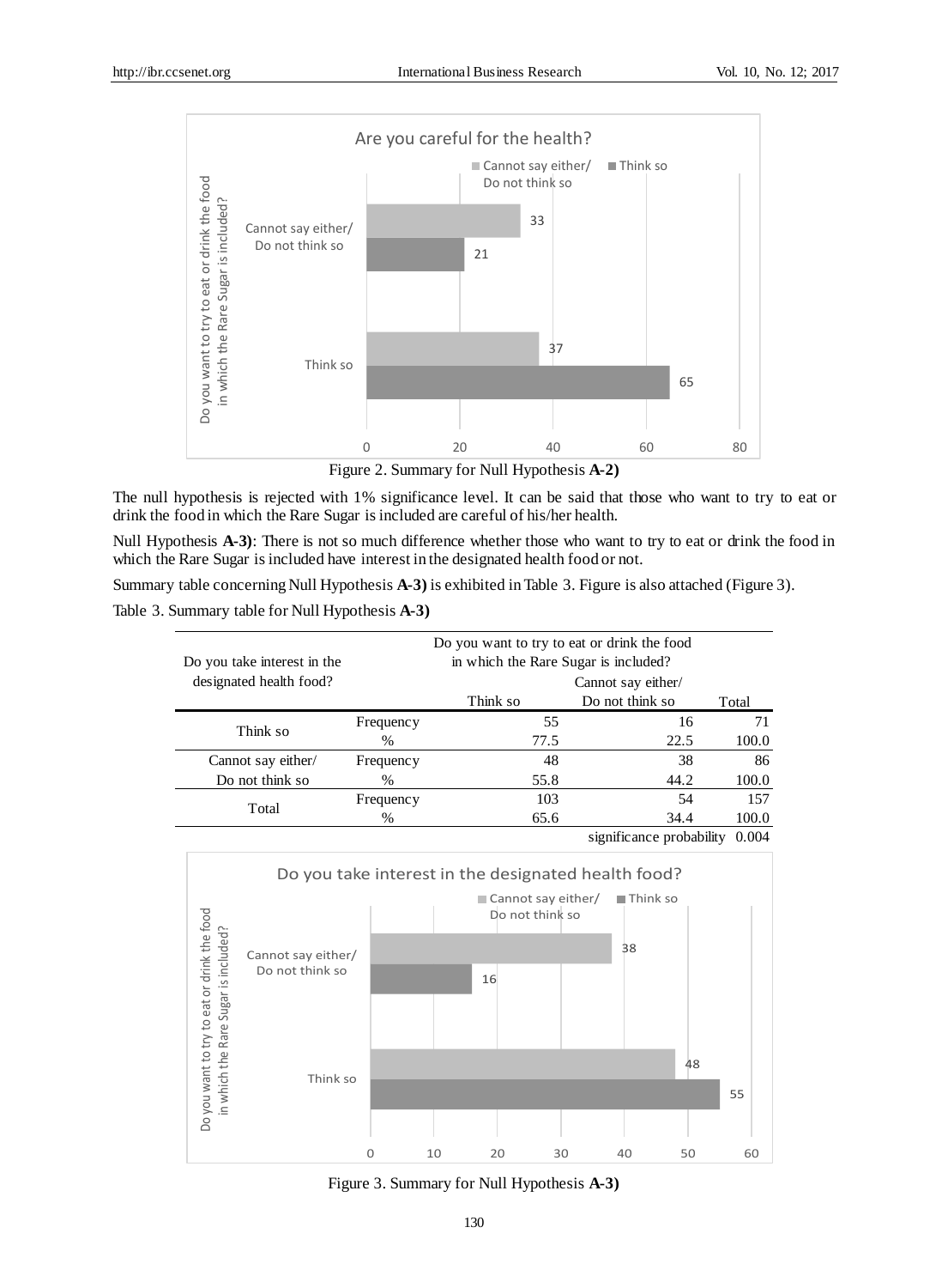Figure 2. Summary for Null Hypothesis **A-2)**

The null hypothesis is rejected with 1% significance level. It can be said that those who want to try to eat or drink the food in which the Rare Sugar is included are careful of his/her health.

Null Hypothesis **A-3)**: There is not so much difference whether those who want to try to eat or drink the food in which the Rare Sugar is included have interest in the designated health food or not.

Summary table concerning Null Hypothesis **A-3)** is exhibited in Table 3. Figure is also attached (Figure 3).

Table 3. Summary table for Null Hypothesis **A-3)**

| Do you take interest in the designated health food? | | Do you want to try to eat or drink the food in which the Rare Sugar is included? | | |
|---|---|---|---|---|
| | | Think so | Cannot say either/ Do not think so | Total |
| Think so | Frequency | 55 | 16 | 71 |
| | % | 77.5 | 22.5 | 100.0 |
| Cannot say either/ Do not think so | Frequency | 48 | 38 | 86 |
| | % | 55.8 | 44.2 | 100.0 |
| Total | Frequency | 103 | 54 | 157 |
| | % | 65.6 | 34.4 | 100.0 |
| | | | significance probability | 0.004 |

Figure 3. Summary for Null Hypothesis **A-3)**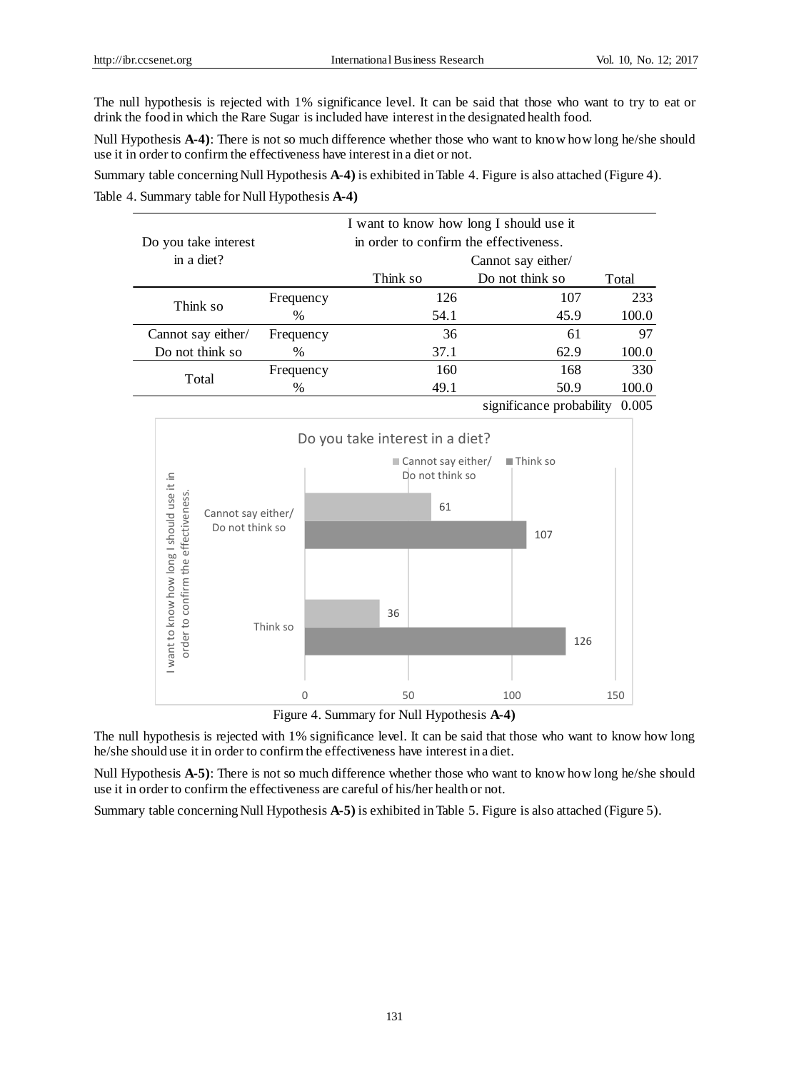The null hypothesis is rejected with 1% significance level. It can be said that those who want to try to eat or drink the food in which the Rare Sugar is included have interest in the designated health food.

Null Hypothesis **A-4)**: There is not so much difference whether those who want to know how long he/she should use it in order to confirm the effectiveness have interest in a diet or not.

Summary table concerning Null Hypothesis **A-4)** is exhibited in Table 4. Figure is also attached (Figure 4).

Table 4. Summary table for Null Hypothesis **A-4)**

| Do you take interest in a diet? | | I want to know how long I should use it in order to confirm the effectiveness. | | |
|---|---|---|---|---|
| | | Think so | Cannot say either/ Do not think so | Total |
| Think so | Frequency | 126 | 107 | 233 |
| | % | 54.1 | 45.9 | 100.0 |
| Cannot say either/ Do not think so | Frequency | 36 | 61 | 97 |
| | % | 37.1 | 62.9 | 100.0 |
| Total | Frequency | 160 | 168 | 330 |
| | % | 49.1 | 50.9 | 100.0 |
| | | | significance probability | 0.005 |

Figure 4. Summary for Null Hypothesis **A-4)**

The null hypothesis is rejected with 1% significance level. It can be said that those who want to know how long he/she should use it in order to confirm the effectiveness have interest in a diet.

Null Hypothesis **A-5)**: There is not so much difference whether those who want to know how long he/she should use it in order to confirm the effectiveness are careful of his/her health or not.

Summary table concerning Null Hypothesis **A-5)** is exhibited in Table 5. Figure is also attached (Figure 5).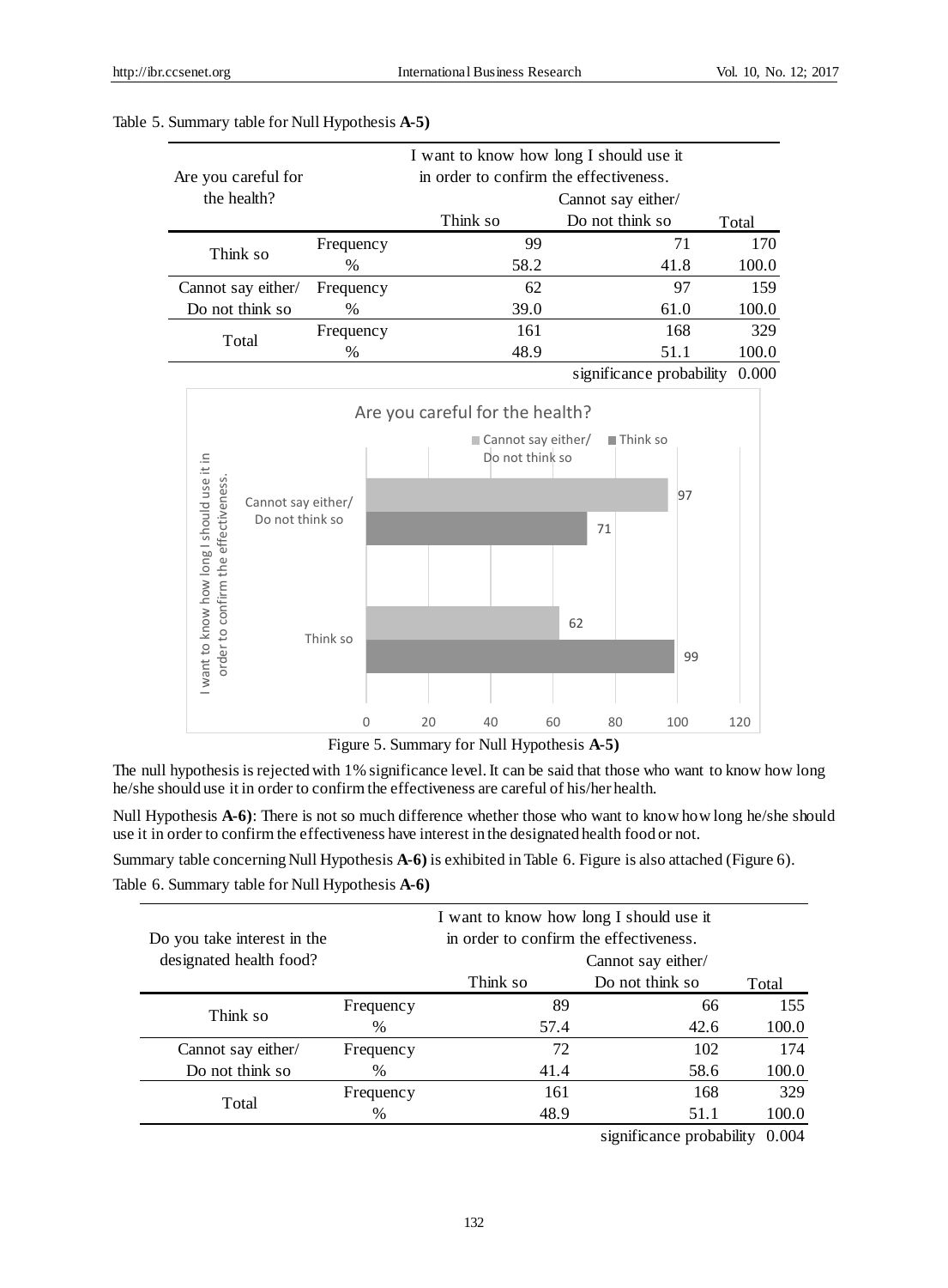Table 5. Summary table for Null Hypothesis **A-5)**

| Are you careful for the health? | | I want to know how long I should use it in order to confirm the effectiveness. | | |
|---|---|---|---|---|
| | | Think so | Cannot say either/ Do not think so | Total |
| Think so | Frequency | 99 | 71 | 170 |
| | % | 58.2 | 41.8 | 100.0 |
| Cannot say either/ Do not think so | Frequency | 62 | 97 | 159 |
| | % | 39.0 | 61.0 | 100.0 |
| Total | Frequency | 161 | 168 | 329 |
| | % | 48.9 | 51.1 | 100.0 |
| | | | significance probability | 0.000 |

Figure 5. Summary for Null Hypothesis **A-5)**

The null hypothesis is rejected with 1% significance level. It can be said that those who want to know how long he/she should use it in order to confirm the effectiveness are careful of his/her health.

Null Hypothesis **A-6)**: There is not so much difference whether those who want to know how long he/she should use it in order to confirm the effectiveness have interest in the designated health food or not.

Summary table concerning Null Hypothesis **A-6)** is exhibited in Table 6. Figure is also attached (Figure 6).

Table 6. Summary table for Null Hypothesis **A-6)**

| Do you take interest in the designated health food? | | I want to know how long I should use it in order to confirm the effectiveness. | | |
|---|---|---|---|---|
| | | Think so | Cannot say either/ Do not think so | Total |
| Think so | Frequency | 89 | 66 | 155 |
| | % | 57.4 | 42.6 | 100.0 |
| Cannot say either/ Do not think so | Frequency | 72 | 102 | 174 |
| | % | 41.4 | 58.6 | 100.0 |
| Total | Frequency | 161 | 168 | 329 |
| | % | 48.9 | 51.1 | 100.0 |
| | | | significance probability | 0.004 |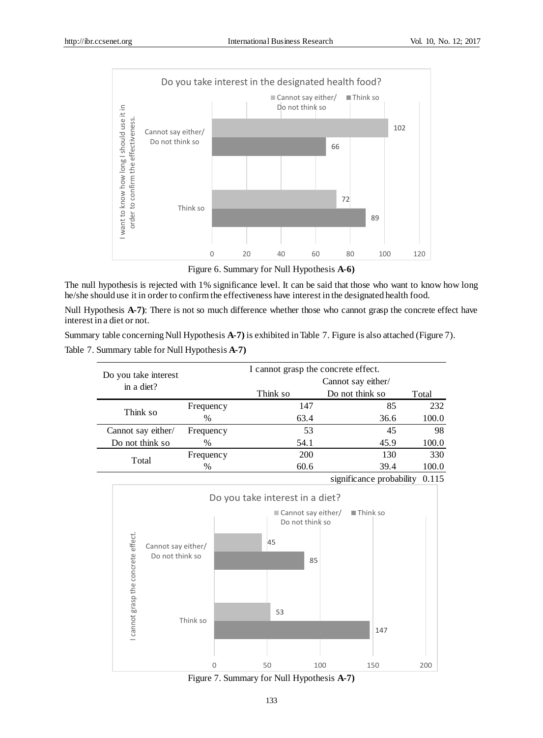Figure 6. Summary for Null Hypothesis **A-6)**

The null hypothesis is rejected with 1% significance level. It can be said that those who want to know how long he/she should use it in order to confirm the effectiveness have interest in the designated health food.

Null Hypothesis **A-7)**: There is not so much difference whether those who cannot grasp the concrete effect have interest in a diet or not.

Summary table concerning Null Hypothesis **A-7)** is exhibited in Table 7. Figure is also attached (Figure 7).

Table 7. Summary table for Null Hypothesis **A-7)**

| Do you take interest in a diet? | | I cannot grasp the concrete effect. | | |
|---|---|---|---|---|
| | | Think so | Cannot say either/ Do not think so | Total |
| Think so | Frequency | 147 | 85 | 232 |
| | % | 63.4 | 36.6 | 100.0 |
| Cannot say either/ Do not think so | Frequency | 53 | 45 | 98 |
| | % | 54.1 | 45.9 | 100.0 |
| Total | Frequency | 200 | 130 | 330 |
| | % | 60.6 | 39.4 | 100.0 |
| | | | significance probability | 0.115 |

Figure 7. Summary for Null Hypothesis **A-7)**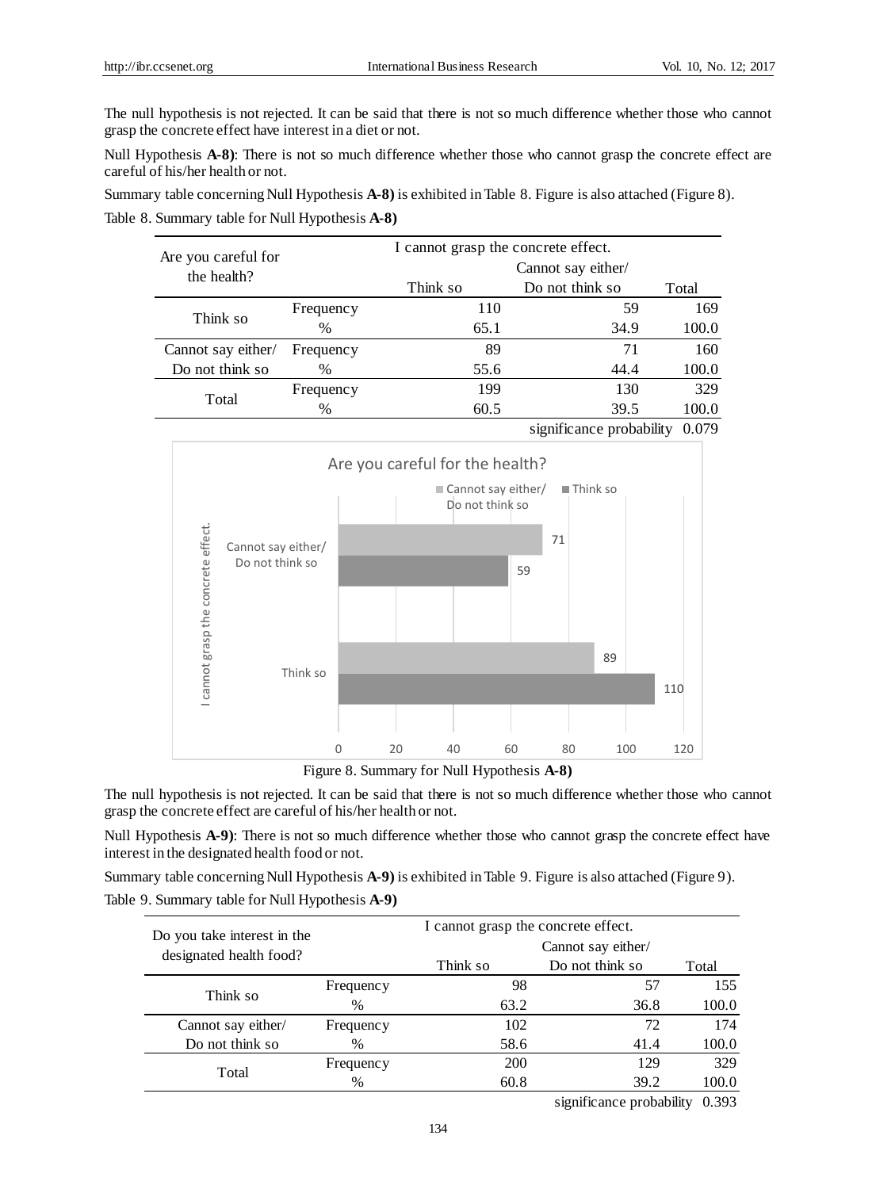The null hypothesis is not rejected. It can be said that there is not so much difference whether those who cannot grasp the concrete effect have interest in a diet or not.

Null Hypothesis **A-8)**: There is not so much difference whether those who cannot grasp the concrete effect are careful of his/her health or not.

Summary table concerning Null Hypothesis **A-8)** is exhibited in Table 8. Figure is also attached (Figure 8).

Table 8. Summary table for Null Hypothesis **A-8)**

| Are you careful for the health? | | I cannot grasp the concrete effect. | | |
|---|---|---|---|---|
| | | Think so | Cannot say either/ Do not think so | Total |
| Think so | Frequency | 110 | 59 | 169 |
| | % | 65.1 | 34.9 | 100.0 |
| Cannot say either/ Do not think so | Frequency | 89 | 71 | 160 |
| | % | 55.6 | 44.4 | 100.0 |
| Total | Frequency | 199 | 130 | 329 |
| | % | 60.5 | 39.5 | 100.0 |
| | | | significance probability | 0.079 |

Figure 8. Summary for Null Hypothesis **A-8)**

The null hypothesis is not rejected. It can be said that there is not so much difference whether those who cannot grasp the concrete effect are careful of his/her health or not.

Null Hypothesis **A-9)**: There is not so much difference whether those who cannot grasp the concrete effect have interest in the designated health food or not.

Summary table concerning Null Hypothesis **A-9)** is exhibited in Table 9. Figure is also attached (Figure 9).

Table 9. Summary table for Null Hypothesis **A-9)**

| Do you take interest in the designated health food? | | I cannot grasp the concrete effect. | | |
|---|---|---|---|---|
| | | Think so | Cannot say either/ Do not think so | Total |
| Think so | Frequency | 98 | 57 | 155 |
| | % | 63.2 | 36.8 | 100.0 |
| Cannot say either/ Do not think so | Frequency | 102 | 72 | 174 |
| | % | 58.6 | 41.4 | 100.0 |
| Total | Frequency | 200 | 129 | 329 |
| | % | 60.8 | 39.2 | 100.0 |
| | | | significance probability | 0.393 |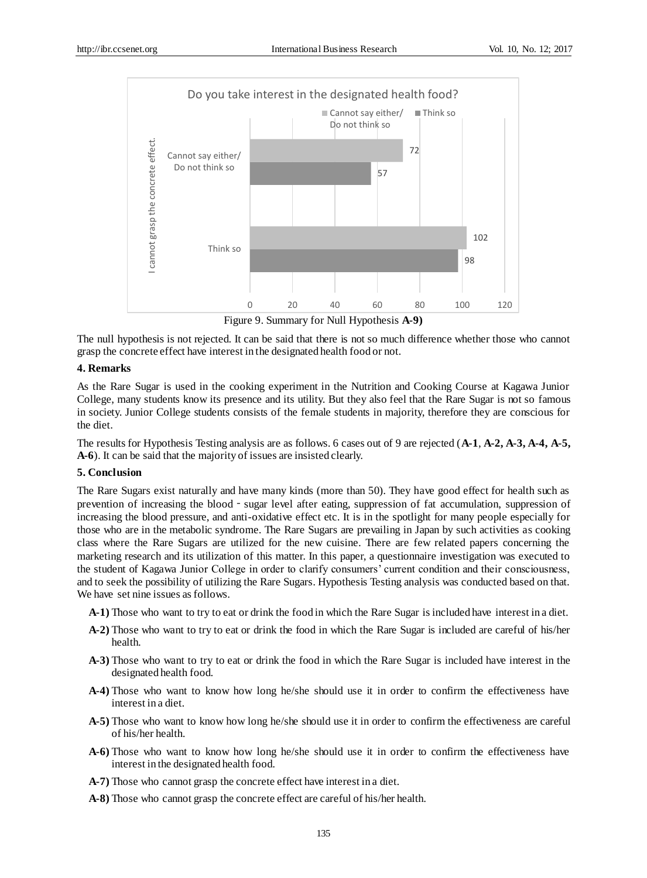Figure 9. Summary for Null Hypothesis **A-9)**

The null hypothesis is not rejected. It can be said that there is not so much difference whether those who cannot grasp the concrete effect have interest in the designated health food or not.

### 4. Remarks

As the Rare Sugar is used in the cooking experiment in the Nutrition and Cooking Course at Kagawa Junior College, many students know its presence and its utility. But they also feel that the Rare Sugar is not so famous in society. Junior College students consists of the female students in majority, therefore they are conscious for the diet.

The results for Hypothesis Testing analysis are as follows. 6 cases out of 9 are rejected (**A-1**, **A-2, A-3, A-4, A-5, A-6**). It can be said that the majority of issues are insisted clearly.

### 5. Conclusion

The Rare Sugars exist naturally and have many kinds (more than 50). They have good effect for health such as prevention of increasing the blood - sugar level after eating, suppression of fat accumulation, suppression of increasing the blood pressure, and anti-oxidative effect etc. It is in the spotlight for many people especially for those who are in the metabolic syndrome. The Rare Sugars are prevailing in Japan by such activities as cooking class where the Rare Sugars are utilized for the new cuisine. There are few related papers concerning the marketing research and its utilization of this matter. In this paper, a questionnaire investigation was executed to the student of Kagawa Junior College in order to clarify consumers' current condition and their consciousness, and to seek the possibility of utilizing the Rare Sugars. Hypothesis Testing analysis was conducted based on that. We have set nine issues as follows.

**A-1)** Those who want to try to eat or drink the food in which the Rare Sugar is included have interest in a diet.

**A-2)** Those who want to try to eat or drink the food in which the Rare Sugar is included are careful of his/her health.

**A-3)** Those who want to try to eat or drink the food in which the Rare Sugar is included have interest in the designated health food.

**A-4)** Those who want to know how long he/she should use it in order to confirm the effectiveness have interest in a diet.

**A-5)** Those who want to know how long he/she should use it in order to confirm the effectiveness are careful of his/her health.

**A-6)** Those who want to know how long he/she should use it in order to confirm the effectiveness have interest in the designated health food.

**A-7)** Those who cannot grasp the concrete effect have interest in a diet.

**A-8)** Those who cannot grasp the concrete effect are careful of his/her health.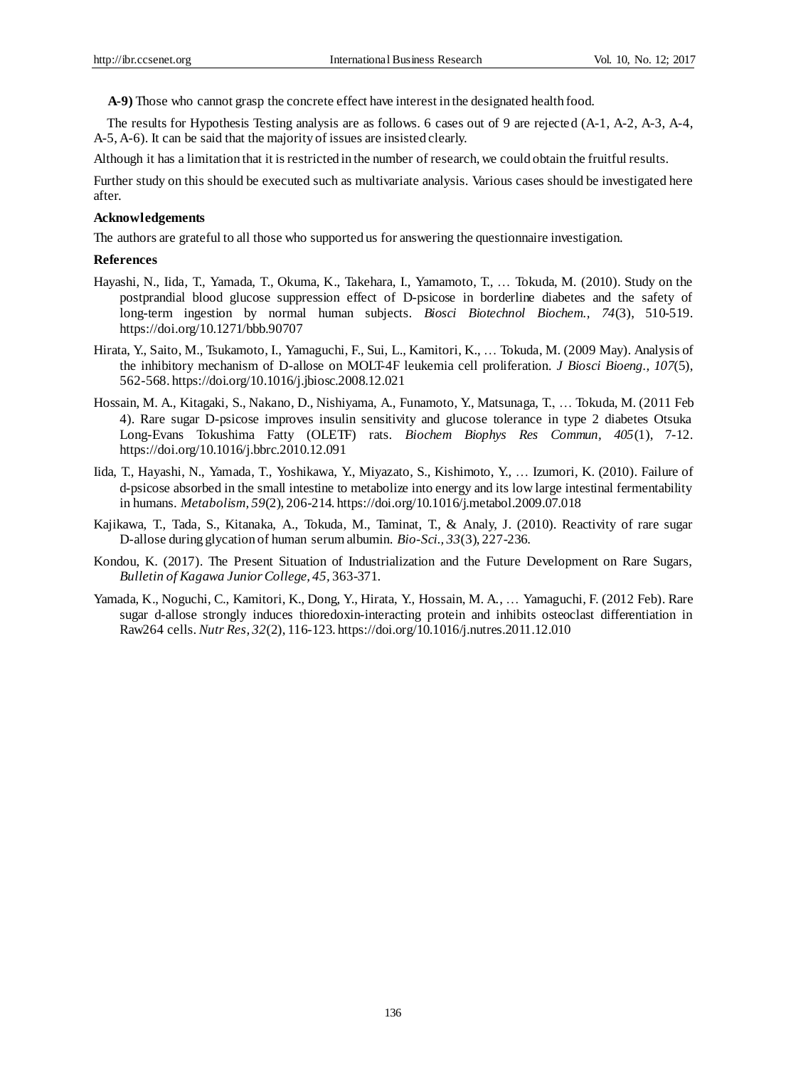**A-9)** Those who cannot grasp the concrete effect have interest in the designated health food.

The results for Hypothesis Testing analysis are as follows. 6 cases out of 9 are rejected (A-1, A-2, A-3, A-4, A-5, A-6). It can be said that the majority of issues are insisted clearly.

Although it has a limitation that it is restricted in the number of research, we could obtain the fruitful results.

Further study on this should be executed such as multivariate analysis. Various cases should be investigated here after.

**Acknowledgements**

The authors are grateful to all those who supported us for answering the questionnaire investigation.

**References**

Hayashi, N., Iida, T., Yamada, T., Okuma, K., Takehara, I., Yamamoto, T., … Tokuda, M. (2010). Study on the postprandial blood glucose suppression effect of D-psicose in borderline diabetes and the safety of long-term ingestion by normal human subjects. *Biosci Biotechnol Biochem.*, *74*(3), 510-519. https://doi.org/10.1271/bbb.90707

Hirata, Y., Saito, M., Tsukamoto, I., Yamaguchi, F., Sui, L., Kamitori, K., … Tokuda, M. (2009 May). Analysis of the inhibitory mechanism of D-allose on MOLT-4F leukemia cell proliferation. *J Biosci Bioeng.*, *107*(5), 562-568. https://doi.org/10.1016/j.jbiosc.2008.12.021

Hossain, M. A., Kitagaki, S., Nakano, D., Nishiyama, A., Funamoto, Y., Matsunaga, T., … Tokuda, M. (2011 Feb 4). Rare sugar D-psicose improves insulin sensitivity and glucose tolerance in type 2 diabetes Otsuka Long-Evans Tokushima Fatty (OLETF) rats. *Biochem Biophys Res Commun*, *405*(1), 7-12. https://doi.org/10.1016/j.bbrc.2010.12.091

Iida, T., Hayashi, N., Yamada, T., Yoshikawa, Y., Miyazato, S., Kishimoto, Y., … Izumori, K. (2010). Failure of d-psicose absorbed in the small intestine to metabolize into energy and its low large intestinal fermentability in humans. *Metabolism*, *59*(2), 206-214. https://doi.org/10.1016/j.metabol.2009.07.018

Kajikawa, T., Tada, S., Kitanaka, A., Tokuda, M., Taminat, T., & Analy, J. (2010). Reactivity of rare sugar D-allose during glycation of human serum albumin. *Bio-Sci.*, *33*(3), 227-236.

Kondou, K. (2017). The Present Situation of Industrialization and the Future Development on Rare Sugars, *Bulletin of Kagawa Junior College*, *45*, 363-371.

Yamada, K., Noguchi, C., Kamitori, K., Dong, Y., Hirata, Y., Hossain, M. A., … Yamaguchi, F. (2012 Feb). Rare sugar d-allose strongly induces thioredoxin-interacting protein and inhibits osteoclast differentiation in Raw264 cells. *Nutr Res*, *32*(2), 116-123. https://doi.org/10.1016/j.nutres.2011.12.010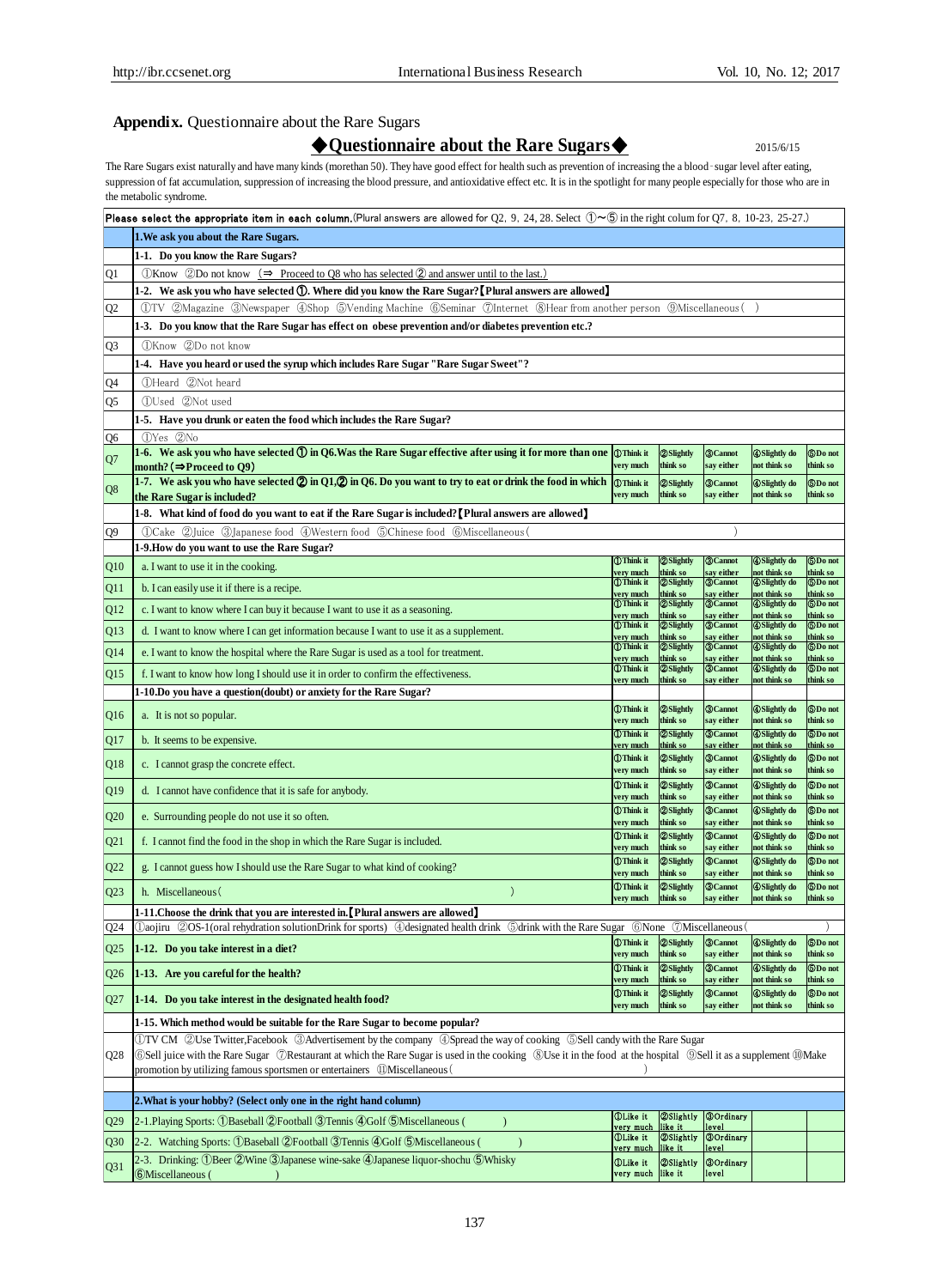## Appendix. Questionnaire about the Rare Sugars

### ◆Questionnaire about the Rare Sugars◆

2015/6/15

The Rare Sugars exist naturally and have many kinds (morethan 50). They have good effect for health such as prevention of increasing the a blood‑sugar level after eating, suppression of fat accumulation, suppression of increasing the blood pressure, and antioxidative effect etc. It is in the spotlight for many people especially for those who are in the metabolic syndrome.

| **Please select the appropriate item in each column.**(Plural answers are allowed for Q2, 9, 24, 28. Select ①~⑤ in the right colum for Q7, 8, 10-23, 25-27.) | | | | | | |
|---|---|---|---|---|---|---|
| | **1.We ask you about the Rare Sugars.** | | | | | |
| | **1-1. Do you know the Rare Sugars?** | | | | | |
| Q1 | ①Know ②Do not know (⇒ Proceed to Q8 who has selected ② and answer until to the last.) | | | | | |
| | **1-2. We ask you who have selected ①. Where did you know the Rare Sugar?【Plural answers are allowed】** | | | | | |
| Q2 | ①TV ②Magazine ③Newspaper ④Shop ⑤Vending Machine ⑥Seminar ⑦Internet ⑧Hear from another person ⑨Miscellaneous ( ) | | | | | |
| | **1-3. Do you know that the Rare Sugar has effect on obese prevention and/or diabetes prevention etc.?** | | | | | |
| Q3 | ①Know ②Do not know | | | | | |
| | **1-4. Have you heard or used the syrup which includes Rare Sugar "Rare Sugar Sweet"?** | | | | | |
| Q4 | ①Heard ②Not heard | | | | | |
| Q5 | ①Used ②Not used | | | | | |
| | **1-5. Have you drunk or eaten the food which includes the Rare Sugar?** | | | | | |
| Q6 | ①Yes ②No | | | | | |
| Q7 | **1-6. We ask you who have selected ① in Q6.Was the Rare Sugar effective after using it for more than one month? (⇒Proceed to Q9)** | ①Think it very much | ②Slightly think so | ③Cannot say either | ④Slightly do not think so | ⑤Do not think so |
| Q8 | **1-7. We ask you who have selected ② in Q1,② in Q6. Do you want to try to eat or drink the food in which the Rare Sugar is included?** | ①Think it very much | ②Slightly think so | ③Cannot say either | ④Slightly do not think so | ⑤Do not think so |
| | **1-8. What kind of food do you want to eat if the Rare Sugar is included?【Plural answers are allowed】** | | | | | |
| Q9 | ①Cake ②Juice ③Japanese food ④Western food ⑤Chinese food ⑥Miscellaneous ( ) | | | | | |
| | **1-9.How do you want to use the Rare Sugar?** | | | | | |
| Q10 | a. I want to use it in the cooking. | ①Think it very much | ②Slightly think so | ③Cannot say either | ④Slightly do not think so | ⑤Do not think so |
| Q11 | b. I can easily use it if there is a recipe. | ①Think it very much | ②Slightly think so | ③Cannot say either | ④Slightly do not think so | ⑤Do not think so |
| Q12 | c. I want to know where I can buy it because I want to use it as a seasoning. | ①Think it very much | ②Slightly think so | ③Cannot say either | ④Slightly do not think so | ⑤Do not think so |
| Q13 | d. I want to know where I can get information because I want to use it as a supplement. | ①Think it very much | ②Slightly think so | ③Cannot say either | ④Slightly do not think so | ⑤Do not think so |
| Q14 | e. I want to know the hospital where the Rare Sugar is used as a tool for treatment. | ①Think it very much | ②Slightly think so | ③Cannot say either | ④Slightly do not think so | ⑤Do not think so |
| Q15 | f. I want to know how long I should use it in order to confirm the effectiveness. | ①Think it very much | ②Slightly think so | ③Cannot say either | ④Slightly do not think so | ⑤Do not think so |
| | **1-10.Do you have a question(doubt) or anxiety for the Rare Sugar?** | | | | | |
| Q16 | a. It is not so popular. | ①Think it very much | ②Slightly think so | ③Cannot say either | ④Slightly do not think so | ⑤Do not think so |
| Q17 | b. It seems to be expensive. | ①Think it very much | ②Slightly think so | ③Cannot say either | ④Slightly do not think so | ⑤Do not think so |
| Q18 | c. I cannot grasp the concrete effect. | ①Think it very much | ②Slightly think so | ③Cannot say either | ④Slightly do not think so | ⑤Do not think so |
| Q19 | d. I cannot have confidence that it is safe for anybody. | ①Think it very much | ②Slightly think so | ③Cannot say either | ④Slightly do not think so | ⑤Do not think so |
| Q20 | e. Surrounding people do not use it so often. | ①Think it very much | ②Slightly think so | ③Cannot say either | ④Slightly do not think so | ⑤Do not think so |
| Q21 | f. I cannot find the food in the shop in which the Rare Sugar is included. | ①Think it very much | ②Slightly think so | ③Cannot say either | ④Slightly do not think so | ⑤Do not think so |
| Q22 | g. I cannot guess how I should use the Rare Sugar to what kind of cooking? | ①Think it very much | ②Slightly think so | ③Cannot say either | ④Slightly do not think so | ⑤Do not think so |
| Q23 | h. Miscellaneous ( ) | ①Think it very much | ②Slightly think so | ③Cannot say either | ④Slightly do not think so | ⑤Do not think so |
| | **1-11.Choose the drink that you are interested in.【Plural answers are allowed】** | | | | | |
| Q24 | ①aojiru ②OS-1(oral rehydration solutionDrink for sports) ④designated health drink ⑤drink with the Rare Sugar ⑥None ⑦Miscellaneous ( ) | | | | | |
| Q25 | **1-12. Do you take interest in a diet?** | ①Think it very much | ②Slightly think so | ③Cannot say either | ④Slightly do not think so | ⑤Do not think so |
| Q26 | **1-13. Are you careful for the health?** | ①Think it very much | ②Slightly think so | ③Cannot say either | ④Slightly do not think so | ⑤Do not think so |
| Q27 | **1-14. Do you take interest in the designated health food?** | ①Think it very much | ②Slightly think so | ③Cannot say either | ④Slightly do not think so | ⑤Do not think so |
| | **1-15. Which method would be suitable for the Rare Sugar to become popular?** | | | | | |
| Q28 | ①TV CM ②Use Twitter,Facebook ③Advertisement by the company ④Spread the way of cooking ⑤Sell candy with the Rare Sugar ⑥Sell juice with the Rare Sugar ⑦Restaurant at which the Rare Sugar is used in the cooking ⑧Use it in the food at the hospital ⑨Sell it as a supplement ⑩Make promotion by utilizing famous sportsmen or entertainers ⑪Miscellaneous ( ) | | | | | |
| | **2.What is your hobby? (Select only one in the right hand column)** | | | | | |
| Q29 | 2-1.Playing Sports: ①Baseball ②Football ③Tennis ④Golf ⑤Miscellaneous ( ) | ①Like it very much | ②Slightly like it | ③Ordinary level | | |
| Q30 | 2-2. Watching Sports: ①Baseball ②Football ③Tennis ④Golf ⑤Miscellaneous ( ) | ①Like it very much | ②Slightly like it | ③Ordinary level | | |
| Q31 | 2-3. Drinking: ①Beer ②Wine ③Japanese wine-sake ④Japanese liquor-shochu ⑤Whisky ⑥Miscellaneous ( ) | ①Like it very much | ②Slightly like it | ③Ordinary level | | |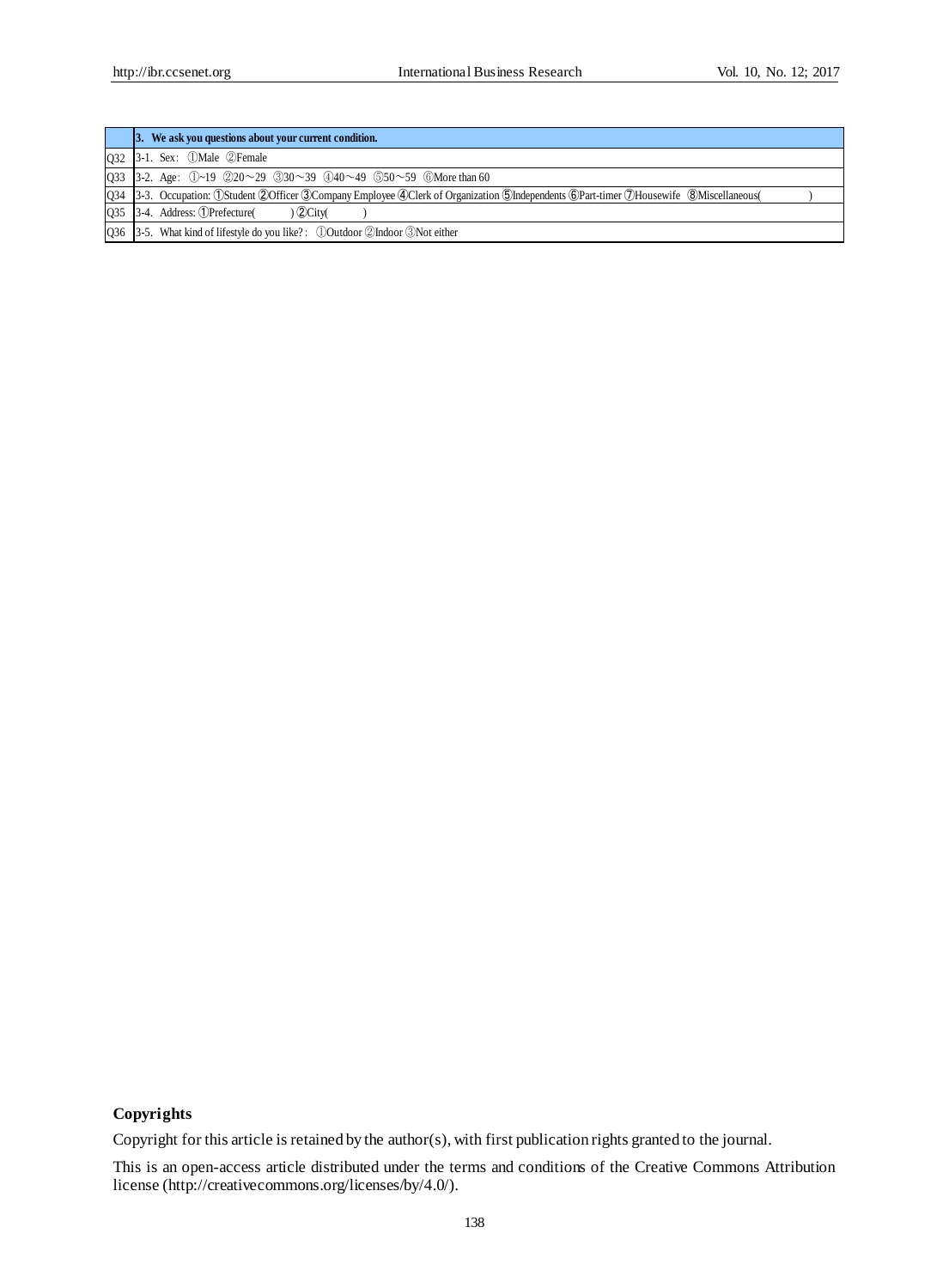| | 3. We ask you questions about your current condition. |
|---|---|
| Q32 | 3-1. Sex: ①Male ②Female |
| Q33 | 3-2. Age: ①~19 ②20～29 ③30～39 ④40～49 ⑤50～59 ⑥More than 60 |
| Q34 | 3-3. Occupation: ①Student ②Officer ③Company Employee ④Clerk of Organization ⑤Independents ⑥Part-timer ⑦Housewife ⑧Miscellaneous( ) |
| Q35 | 3-4. Address: ①Prefecture( ) ②City( ) |
| Q36 | 3-5. What kind of lifestyle do you like?: ①Outdoor ②Indoor ③Not either |

## Copyrights

Copyright for this article is retained by the author(s), with first publication rights granted to the journal.

This is an open-access article distributed under the terms and conditions of the Creative Commons Attribution license (http://creativecommons.org/licenses/by/4.0/).